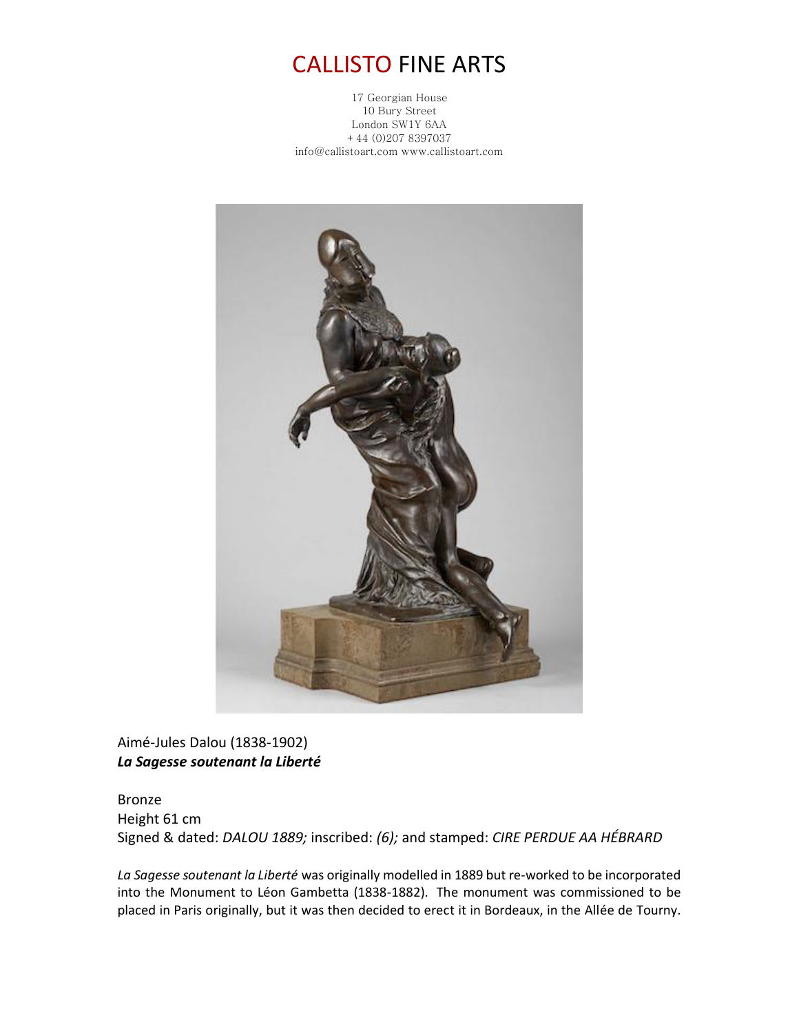# CALLISTO FINE ARTS

17 Georgian House
10 Bury Street
London SW1Y 6AA
+ 44 (0)207 8397037
info@callistoart.com www.callistoart.com

Aimé-Jules Dalou (1838-1902)
***La Sagesse soutenant la Liberté***

Bronze
Height 61 cm
Signed & dated: *DALOU 1889;* inscribed: *(6);* and stamped: *CIRE PERDUE AA HÉBRARD*

*La Sagesse soutenant la Liberté* was originally modelled in 1889 but re-worked to be incorporated into the Monument to Léon Gambetta (1838-1882). The monument was commissioned to be placed in Paris originally, but it was then decided to erect it in Bordeaux, in the Allée de Tourny.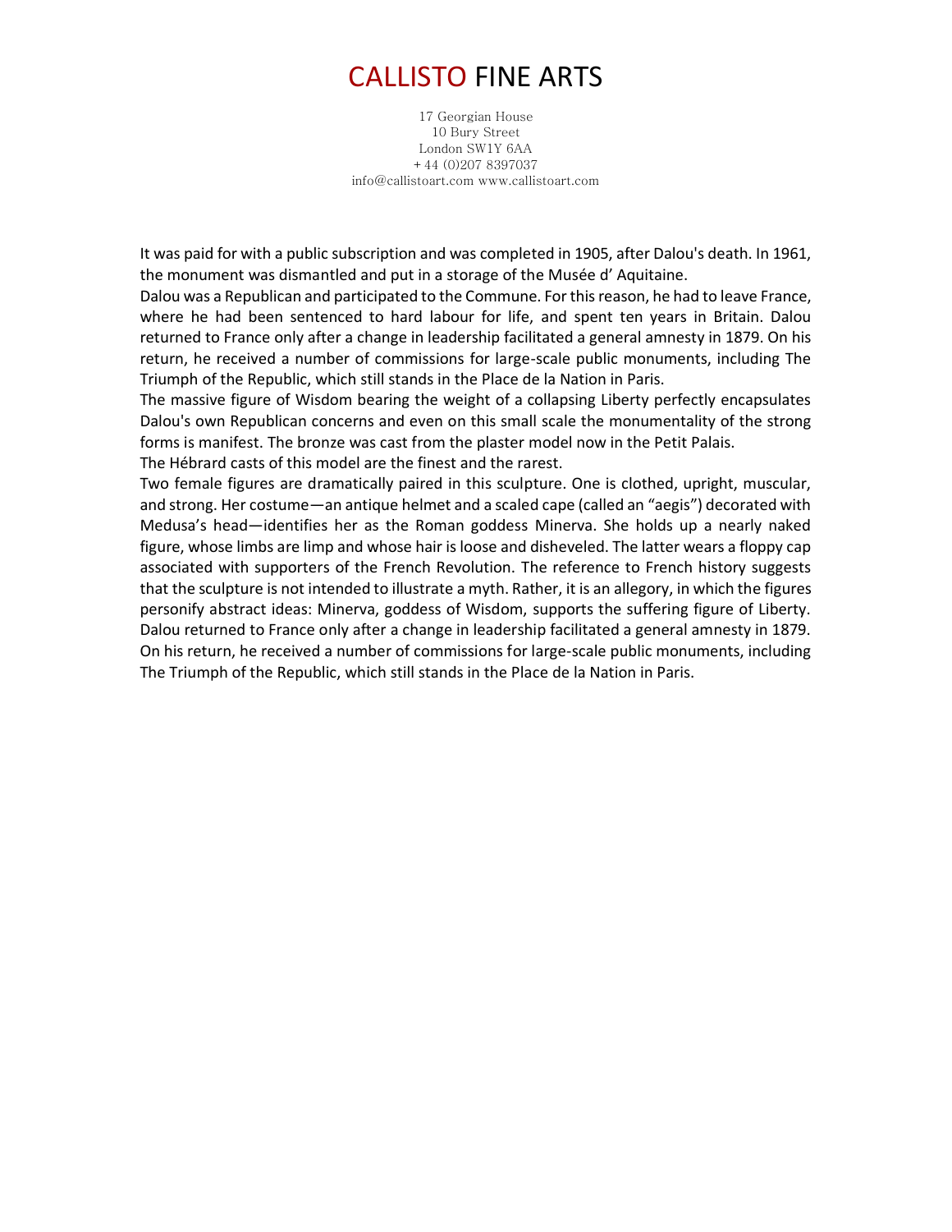# CALLISTO FINE ARTS

17 Georgian House
10 Bury Street
London SW1Y 6AA
+ 44 (0)207 8397037
info@callistoart.com www.callistoart.com

It was paid for with a public subscription and was completed in 1905, after Dalou's death. In 1961, the monument was dismantled and put in a storage of the Musée d' Aquitaine.

Dalou was a Republican and participated to the Commune. For this reason, he had to leave France, where he had been sentenced to hard labour for life, and spent ten years in Britain. Dalou returned to France only after a change in leadership facilitated a general amnesty in 1879. On his return, he received a number of commissions for large-scale public monuments, including The Triumph of the Republic, which still stands in the Place de la Nation in Paris.

The massive figure of Wisdom bearing the weight of a collapsing Liberty perfectly encapsulates Dalou's own Republican concerns and even on this small scale the monumentality of the strong forms is manifest. The bronze was cast from the plaster model now in the Petit Palais.

The Hébrard casts of this model are the finest and the rarest.

Two female figures are dramatically paired in this sculpture. One is clothed, upright, muscular, and strong. Her costume—an antique helmet and a scaled cape (called an "aegis") decorated with Medusa's head—identifies her as the Roman goddess Minerva. She holds up a nearly naked figure, whose limbs are limp and whose hair is loose and disheveled. The latter wears a floppy cap associated with supporters of the French Revolution. The reference to French history suggests that the sculpture is not intended to illustrate a myth. Rather, it is an allegory, in which the figures personify abstract ideas: Minerva, goddess of Wisdom, supports the suffering figure of Liberty. Dalou returned to France only after a change in leadership facilitated a general amnesty in 1879. On his return, he received a number of commissions for large-scale public monuments, including The Triumph of the Republic, which still stands in the Place de la Nation in Paris.